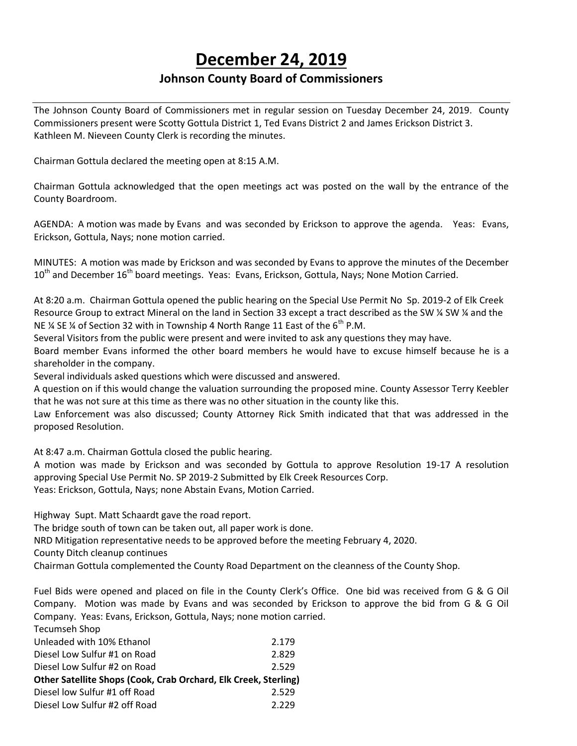# December 24, 2019

## Johnson County Board of Commissioners

The Johnson County Board of Commissioners met in regular session on Tuesday December 24, 2019. County Commissioners present were Scotty Gottula District 1, Ted Evans District 2 and James Erickson District 3. Kathleen M. Nieveen County Clerk is recording the minutes.

Chairman Gottula declared the meeting open at 8:15 A.M.

Chairman Gottula acknowledged that the open meetings act was posted on the wall by the entrance of the County Boardroom.

AGENDA: A motion was made by Evans and was seconded by Erickson to approve the agenda. Yeas: Evans, Erickson, Gottula, Nays; none motion carried.

MINUTES: A motion was made by Erickson and was seconded by Evans to approve the minutes of the December 10th and December 16th board meetings. Yeas: Evans, Erickson, Gottula, Nays; None Motion Carried.

At 8:20 a.m. Chairman Gottula opened the public hearing on the Special Use Permit No Sp. 2019-2 of Elk Creek Resource Group to extract Mineral on the land in Section 33 except a tract described as the SW ¼ SW ¼ and the NE ¼ SE ¼ of Section 32 with in Township 4 North Range 11 East of the 6th P.M.

Several Visitors from the public were present and were invited to ask any questions they may have.

Board member Evans informed the other board members he would have to excuse himself because he is a shareholder in the company.

Several individuals asked questions which were discussed and answered.

A question on if this would change the valuation surrounding the proposed mine. County Assessor Terry Keebler that he was not sure at this time as there was no other situation in the county like this.

Law Enforcement was also discussed; County Attorney Rick Smith indicated that that was addressed in the proposed Resolution.

At 8:47 a.m. Chairman Gottula closed the public hearing.

A motion was made by Erickson and was seconded by Gottula to approve Resolution 19-17 A resolution approving Special Use Permit No. SP 2019-2 Submitted by Elk Creek Resources Corp.

Yeas: Erickson, Gottula, Nays; none Abstain Evans, Motion Carried.

Highway Supt. Matt Schaardt gave the road report.

The bridge south of town can be taken out, all paper work is done.

NRD Mitigation representative needs to be approved before the meeting February 4, 2020.

County Ditch cleanup continues

Chairman Gottula complemented the County Road Department on the cleanness of the County Shop.

Fuel Bids were opened and placed on file in the County Clerk's Office. One bid was received from G & G Oil Company. Motion was made by Evans and was seconded by Erickson to approve the bid from G & G Oil Company. Yeas: Evans, Erickson, Gottula, Nays; none motion carried.

| Tecumseh Shop | |
|---|---|
| Unleaded with 10% Ethanol | 2.179 |
| Diesel Low Sulfur #1 on Road | 2.829 |
| Diesel Low Sulfur #2 on Road | 2.529 |
| **Other Satellite Shops (Cook, Crab Orchard, Elk Creek, Sterling)** | |
| Diesel low Sulfur #1 off Road | 2.529 |
| Diesel Low Sulfur #2 off Road | 2.229 |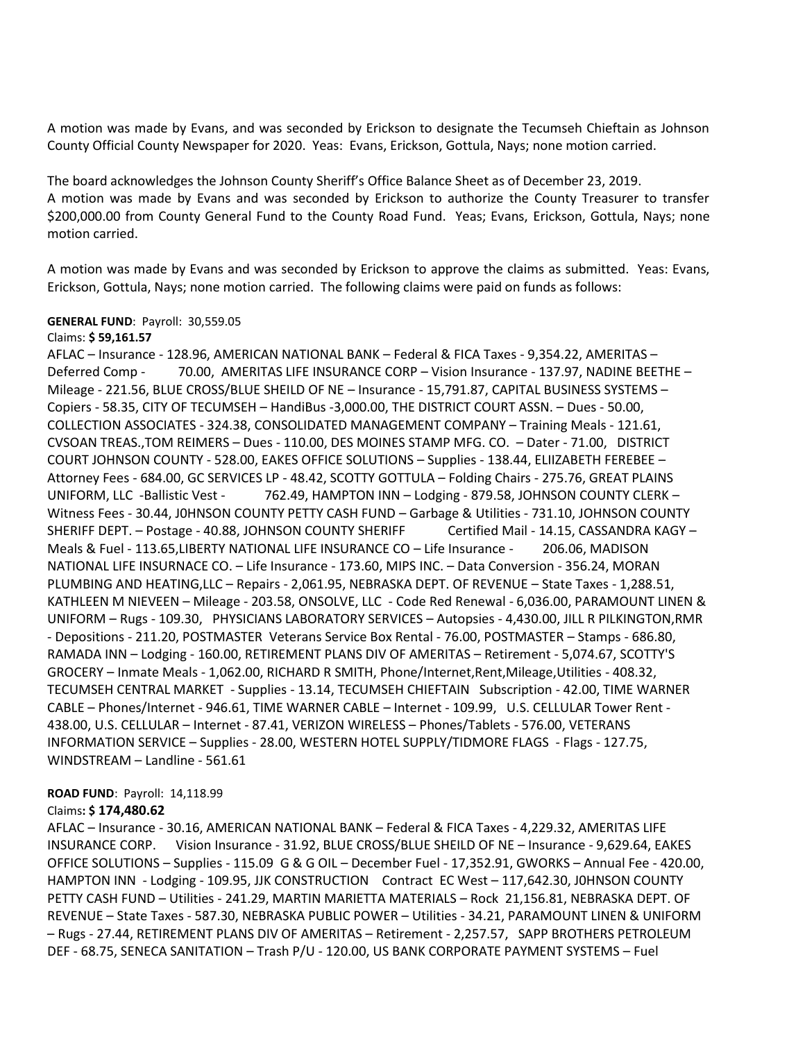A motion was made by Evans, and was seconded by Erickson to designate the Tecumseh Chieftain as Johnson County Official County Newspaper for 2020. Yeas: Evans, Erickson, Gottula, Nays; none motion carried.

The board acknowledges the Johnson County Sheriff's Office Balance Sheet as of December 23, 2019.
A motion was made by Evans and was seconded by Erickson to authorize the County Treasurer to transfer $200,000.00 from County General Fund to the County Road Fund. Yeas; Evans, Erickson, Gottula, Nays; none motion carried.

A motion was made by Evans and was seconded by Erickson to approve the claims as submitted. Yeas: Evans, Erickson, Gottula, Nays; none motion carried. The following claims were paid on funds as follows:

**GENERAL FUND**: Payroll: 30,559.05
Claims: **$ 59,161.57**
AFLAC – Insurance - 128.96, AMERICAN NATIONAL BANK – Federal & FICA Taxes - 9,354.22, AMERITAS – Deferred Comp - 70.00, AMERITAS LIFE INSURANCE CORP – Vision Insurance - 137.97, NADINE BEETHE – Mileage - 221.56, BLUE CROSS/BLUE SHEILD OF NE – Insurance - 15,791.87, CAPITAL BUSINESS SYSTEMS – Copiers - 58.35, CITY OF TECUMSEH – HandiBus -3,000.00, THE DISTRICT COURT ASSN. – Dues - 50.00, COLLECTION ASSOCIATES - 324.38, CONSOLIDATED MANAGEMENT COMPANY – Training Meals - 121.61, CVSOAN TREAS.,TOM REIMERS – Dues - 110.00, DES MOINES STAMP MFG. CO. – Dater - 71.00, DISTRICT COURT JOHNSON COUNTY - 528.00, EAKES OFFICE SOLUTIONS – Supplies - 138.44, ELIIZABETH FEREBEE – Attorney Fees - 684.00, GC SERVICES LP - 48.42, SCOTTY GOTTULA – Folding Chairs - 275.76, GREAT PLAINS UNIFORM, LLC -Ballistic Vest - 762.49, HAMPTON INN – Lodging - 879.58, JOHNSON COUNTY CLERK – Witness Fees - 30.44, J0HNSON COUNTY PETTY CASH FUND – Garbage & Utilities - 731.10, JOHNSON COUNTY SHERIFF DEPT. – Postage - 40.88, JOHNSON COUNTY SHERIFF Certified Mail - 14.15, CASSANDRA KAGY – Meals & Fuel - 113.65,LIBERTY NATIONAL LIFE INSURANCE CO – Life Insurance - 206.06, MADISON NATIONAL LIFE INSURNACE CO. – Life Insurance - 173.60, MIPS INC. – Data Conversion - 356.24, MORAN PLUMBING AND HEATING,LLC – Repairs - 2,061.95, NEBRASKA DEPT. OF REVENUE – State Taxes - 1,288.51, KATHLEEN M NIEVEEN – Mileage - 203.58, ONSOLVE, LLC - Code Red Renewal - 6,036.00, PARAMOUNT LINEN & UNIFORM – Rugs - 109.30, PHYSICIANS LABORATORY SERVICES – Autopsies - 4,430.00, JILL R PILKINGTON,RMR - Depositions - 211.20, POSTMASTER Veterans Service Box Rental - 76.00, POSTMASTER – Stamps - 686.80, RAMADA INN – Lodging - 160.00, RETIREMENT PLANS DIV OF AMERITAS – Retirement - 5,074.67, SCOTTY'S GROCERY – Inmate Meals - 1,062.00, RICHARD R SMITH, Phone/Internet,Rent,Mileage,Utilities - 408.32, TECUMSEH CENTRAL MARKET - Supplies - 13.14, TECUMSEH CHIEFTAIN Subscription - 42.00, TIME WARNER CABLE – Phones/Internet - 946.61, TIME WARNER CABLE – Internet - 109.99, U.S. CELLULAR Tower Rent - 438.00, U.S. CELLULAR – Internet - 87.41, VERIZON WIRELESS – Phones/Tablets - 576.00, VETERANS INFORMATION SERVICE – Supplies - 28.00, WESTERN HOTEL SUPPLY/TIDMORE FLAGS - Flags - 127.75, WINDSTREAM – Landline - 561.61

**ROAD FUND**: Payroll: 14,118.99
Claims**: $ 174,480.62**
AFLAC – Insurance - 30.16, AMERICAN NATIONAL BANK – Federal & FICA Taxes - 4,229.32, AMERITAS LIFE INSURANCE CORP. Vision Insurance - 31.92, BLUE CROSS/BLUE SHEILD OF NE – Insurance - 9,629.64, EAKES OFFICE SOLUTIONS – Supplies - 115.09 G & G OIL – December Fuel - 17,352.91, GWORKS – Annual Fee - 420.00, HAMPTON INN - Lodging - 109.95, JJK CONSTRUCTION Contract EC West – 117,642.30, J0HNSON COUNTY PETTY CASH FUND – Utilities - 241.29, MARTIN MARIETTA MATERIALS – Rock 21,156.81, NEBRASKA DEPT. OF REVENUE – State Taxes - 587.30, NEBRASKA PUBLIC POWER – Utilities - 34.21, PARAMOUNT LINEN & UNIFORM – Rugs - 27.44, RETIREMENT PLANS DIV OF AMERITAS – Retirement - 2,257.57, SAPP BROTHERS PETROLEUM DEF - 68.75, SENECA SANITATION – Trash P/U - 120.00, US BANK CORPORATE PAYMENT SYSTEMS – Fuel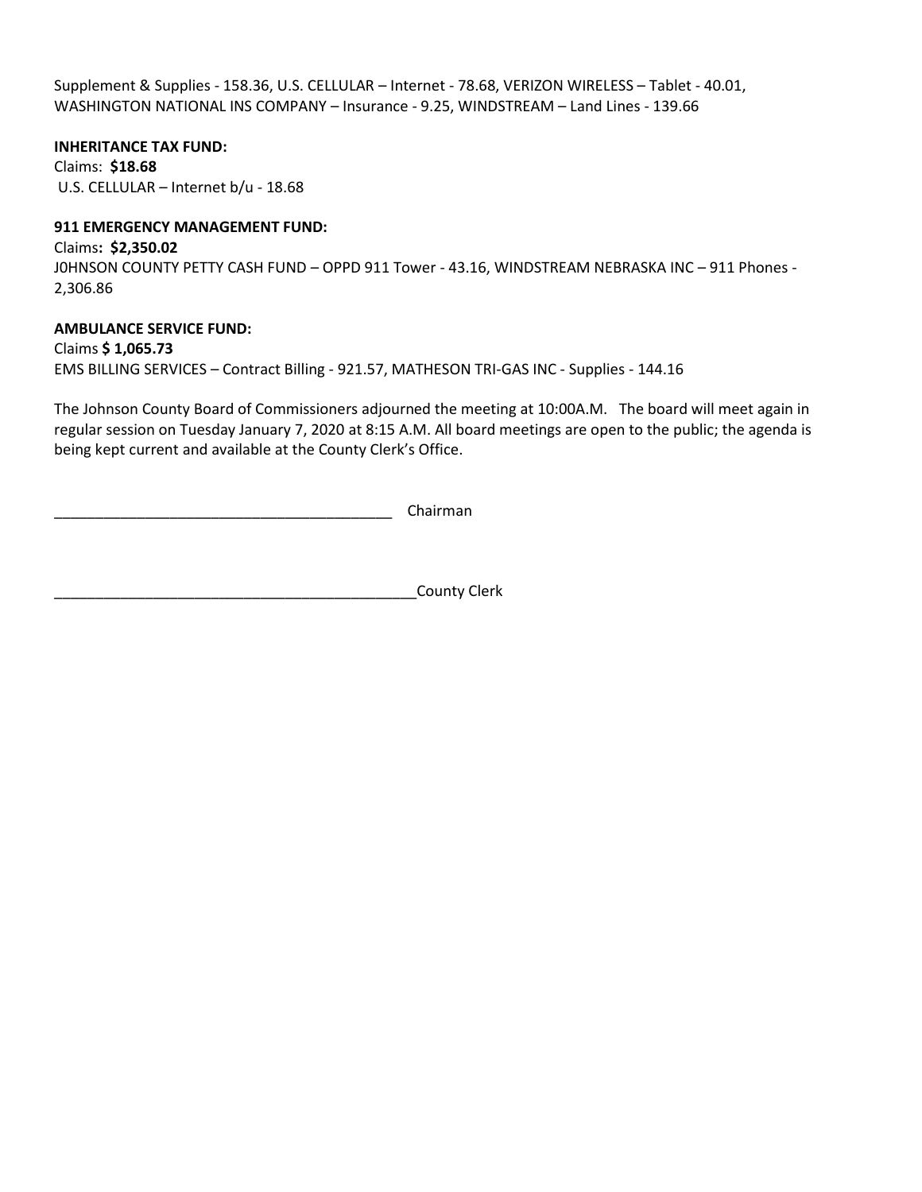Supplement & Supplies - 158.36, U.S. CELLULAR – Internet - 78.68, VERIZON WIRELESS – Tablet - 40.01, WASHINGTON NATIONAL INS COMPANY – Insurance - 9.25, WINDSTREAM – Land Lines - 139.66

**INHERITANCE TAX FUND:**
Claims: **$18.68**
U.S. CELLULAR – Internet b/u - 18.68

**911 EMERGENCY MANAGEMENT FUND:**
Claims**: $2,350.02**
J0HNSON COUNTY PETTY CASH FUND – OPPD 911 Tower - 43.16, WINDSTREAM NEBRASKA INC – 911 Phones - 2,306.86

**AMBULANCE SERVICE FUND:**
Claims **$ 1,065.73**
EMS BILLING SERVICES – Contract Billing - 921.57, MATHESON TRI-GAS INC - Supplies - 144.16

The Johnson County Board of Commissioners adjourned the meeting at 10:00A.M. The board will meet again in regular session on Tuesday January 7, 2020 at 8:15 A.M. All board meetings are open to the public; the agenda is being kept current and available at the County Clerk's Office.

_________________________________________ Chairman

____________________________________________County Clerk